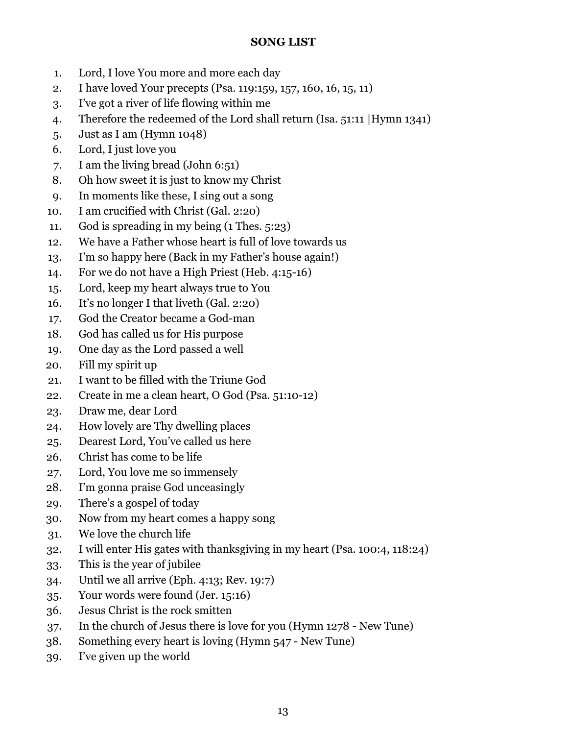# SONG LIST

1. Lord, I love You more and more each day
2. I have loved Your precepts (Psa. 119:159, 157, 160, 16, 15, 11)
3. I've got a river of life flowing within me
4. Therefore the redeemed of the Lord shall return (Isa. 51:11 |Hymn 1341)
5. Just as I am (Hymn 1048)
6. Lord, I just love you
7. I am the living bread (John 6:51)
8. Oh how sweet it is just to know my Christ
9. In moments like these, I sing out a song
10. I am crucified with Christ (Gal. 2:20)
11. God is spreading in my being (1 Thes. 5:23)
12. We have a Father whose heart is full of love towards us
13. I'm so happy here (Back in my Father's house again!)
14. For we do not have a High Priest (Heb. 4:15-16)
15. Lord, keep my heart always true to You
16. It's no longer I that liveth (Gal. 2:20)
17. God the Creator became a God-man
18. God has called us for His purpose
19. One day as the Lord passed a well
20. Fill my spirit up
21. I want to be filled with the Triune God
22. Create in me a clean heart, O God (Psa. 51:10-12)
23. Draw me, dear Lord
24. How lovely are Thy dwelling places
25. Dearest Lord, You've called us here
26. Christ has come to be life
27. Lord, You love me so immensely
28. I'm gonna praise God unceasingly
29. There's a gospel of today
30. Now from my heart comes a happy song
31. We love the church life
32. I will enter His gates with thanksgiving in my heart (Psa. 100:4, 118:24)
33. This is the year of jubilee
34. Until we all arrive (Eph. 4:13; Rev. 19:7)
35. Your words were found (Jer. 15:16)
36. Jesus Christ is the rock smitten
37. In the church of Jesus there is love for you (Hymn 1278 - New Tune)
38. Something every heart is loving (Hymn 547 - New Tune)
39. I've given up the world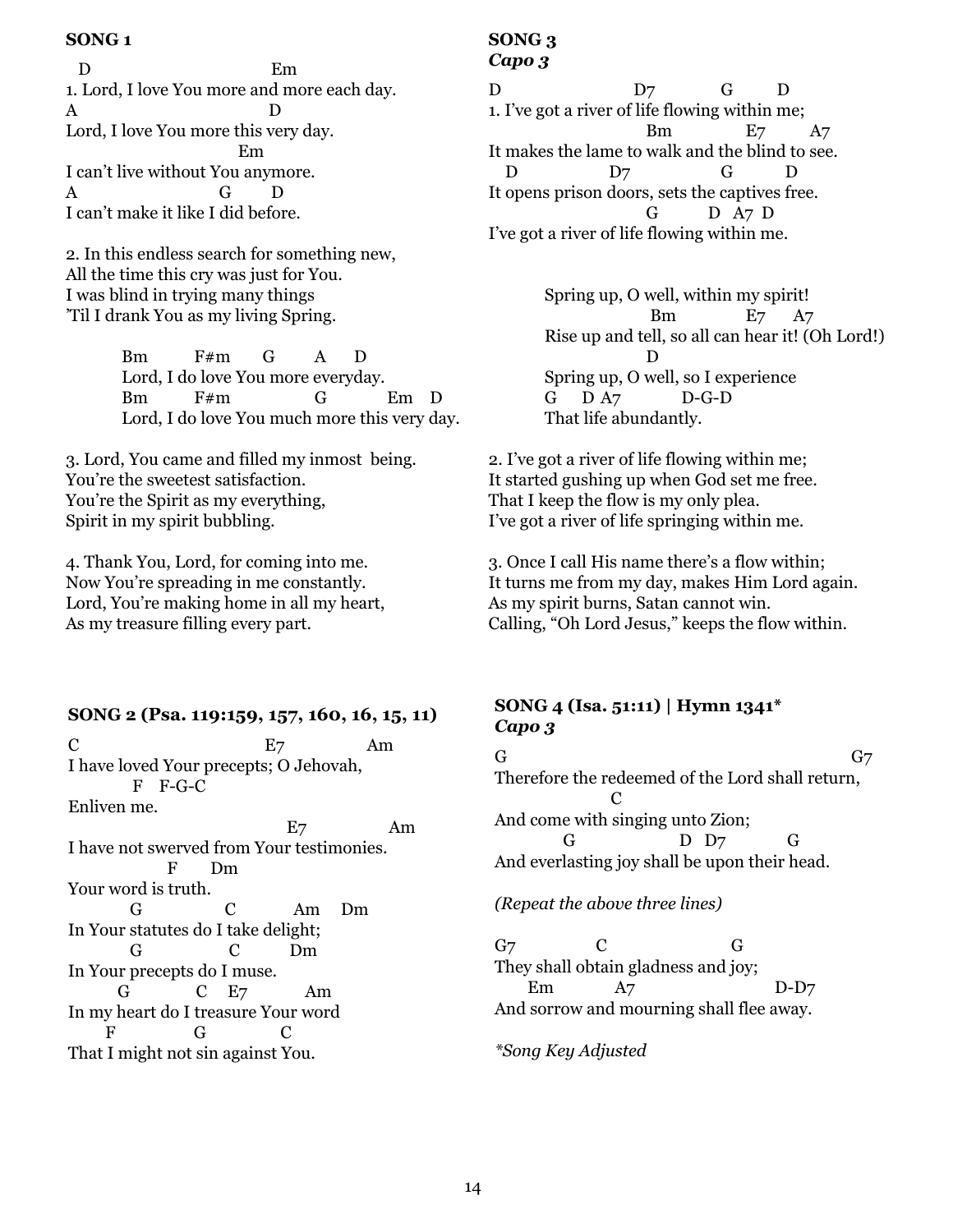**SONG 1**

```
   D                              Em
1. Lord, I love You more and more each day.
A                              D
Lord, I love You more this very day.
                          Em
I can't live without You anymore.
A                          G        D
I can't make it like I did before.
```

2. In this endless search for something new,
All the time this cry was just for You.
I was blind in trying many things
'Til I drank You as my living Spring.

```
        Bm        F#m      G       A      D
        Lord, I do love You more everyday.
        Bm        F#m              G          Em    D
        Lord, I do love You much more this very day.
```

3. Lord, You came and filled my inmost  being.
You're the sweetest satisfaction.
You're the Spirit as my everything,
Spirit in my spirit bubbling.

4. Thank You, Lord, for coming into me.
Now You're spreading in me constantly.
Lord, You're making home in all my heart,
As my treasure filling every part.

**SONG 2 (Psa. 119:159, 157, 160, 16, 15, 11)**

```
C                              E7              Am
I have loved Your precepts; O Jehovah,
          F    F-G-C
Enliven me.
                                  E7              Am
I have not swerved from Your testimonies.
               F       Dm
Your word is truth.
        G             C          Am    Dm
In Your statutes do I take delight;
        G             C          Dm
In Your precepts do I muse.
      G          C    E7         Am
In my heart do I treasure Your word
     F            G            C
That I might not sin against You.
```

**SONG 3**
***Capo 3***

```
D                       D7            G        D
1. I've got a river of life flowing within me;
                          Bm              E7        A7
It makes the lame to walk and the blind to see.
   D               D7                G          D
It opens prison doors, sets the captives free.
                          G          D  A7  D
I've got a river of life flowing within me.
```

```
        Spring up, O well, within my spirit!
                    Bm           E7      A7
        Rise up and tell, so all can hear it! (Oh Lord!)
                    D
        Spring up, O well, so I experience
        G     D A7          D-G-D
        That life abundantly.
```

2. I've got a river of life flowing within me;
It started gushing up when God set me free.
That I keep the flow is my only plea.
I've got a river of life springing within me.

3. Once I call His name there's a flow within;
It turns me from my day, makes Him Lord again.
As my spirit burns, Satan cannot win.
Calling, "Oh Lord Jesus," keeps the flow within.

**SONG 4 (Isa. 51:11) | Hymn 1341***
***Capo 3***

```
G                                                    G7
Therefore the redeemed of the Lord shall return,
              C
And come with singing unto Zion;
          G                D   D7          G
And everlasting joy shall be upon their head.
```

*(Repeat the above three lines)*

```
G7            C                  G
They shall obtain gladness and joy;
      Em          A7                    D-D7
And sorrow and mourning shall flee away.
```

**Song Key Adjusted*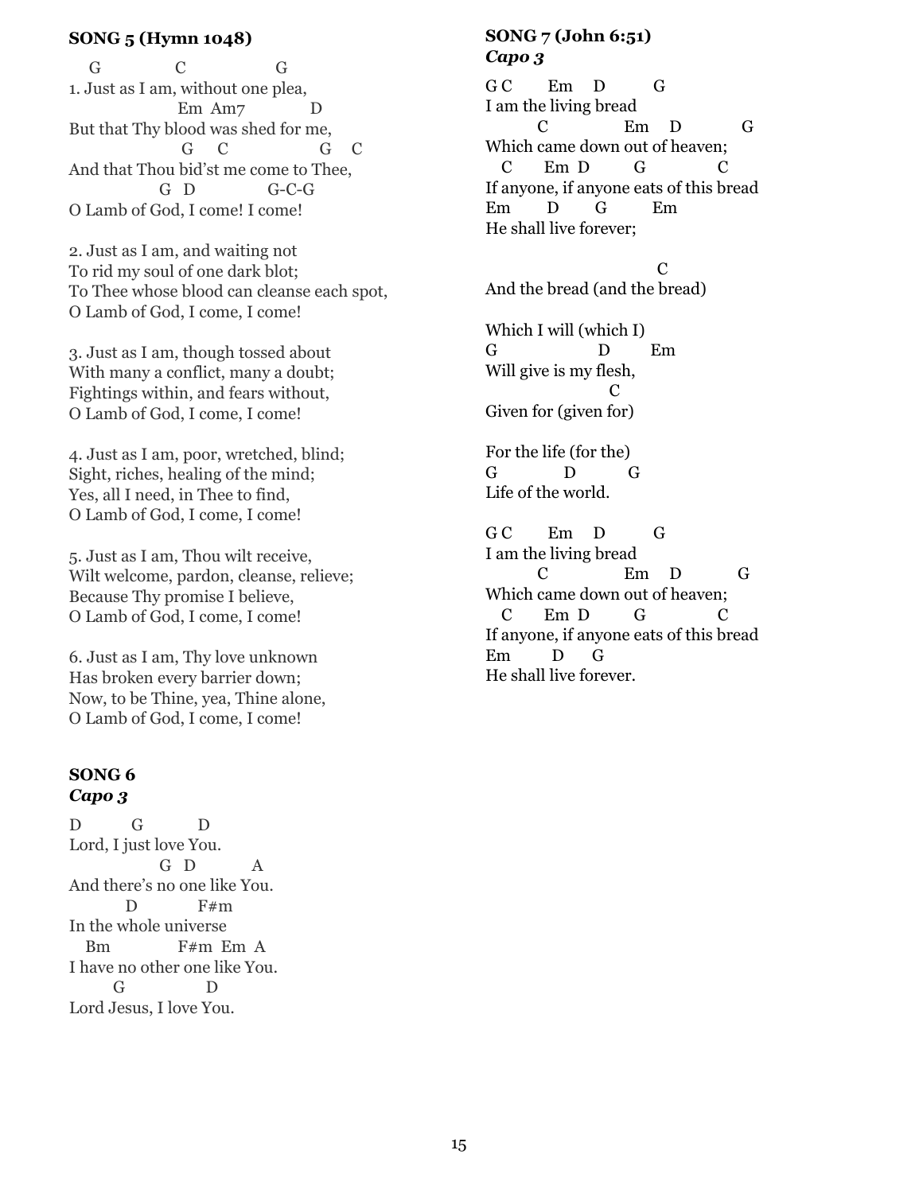**SONG 5 (Hymn 1048)**

```
    G            C              G
1. Just as I am, without one plea,
                 Em  Am7          D
But that Thy blood was shed for me,
                  G     C              G    C
And that Thou bid'st me come to Thee,
              G   D           G-C-G
O Lamb of God, I come! I come!
```

2. Just as I am, and waiting not
To rid my soul of one dark blot;
To Thee whose blood can cleanse each spot,
O Lamb of God, I come, I come!

3. Just as I am, though tossed about
With many a conflict, many a doubt;
Fightings within, and fears without,
O Lamb of God, I come, I come!

4. Just as I am, poor, wretched, blind;
Sight, riches, healing of the mind;
Yes, all I need, in Thee to find,
O Lamb of God, I come, I come!

5. Just as I am, Thou wilt receive,
Wilt welcome, pardon, cleanse, relieve;
Because Thy promise I believe,
O Lamb of God, I come, I come!

6. Just as I am, Thy love unknown
Has broken every barrier down;
Now, to be Thine, yea, Thine alone,
O Lamb of God, I come, I come!

**SONG 6**
***Capo 3***

```
D         G          D
Lord, I just love You.
              G  D         A
And there's no one like You.
          D           F#m
In the whole universe
   Bm            F#m  Em  A
I have no other one like You.
       G              D
Lord Jesus, I love You.
```

**SONG 7 (John 6:51)**
***Capo 3***

```
G C      Em    D        G
I am the living bread
        C             Em    D         G
Which came down out of heaven;
   C      Em  D        G            C
If anyone, if anyone eats of this bread
Em       D       G         Em
He shall live forever;

                           C
And the bread (and the bread)

Which I will (which I)
G                  D        Em
Will give is my flesh,
                    C
Given for (given for)

For the life (for the)
G           D          G
Life of the world.

G C      Em    D        G
I am the living bread
        C             Em    D         G
Which came down out of heaven;
   C      Em  D        G            C
If anyone, if anyone eats of this bread
Em       D     G
He shall live forever.
```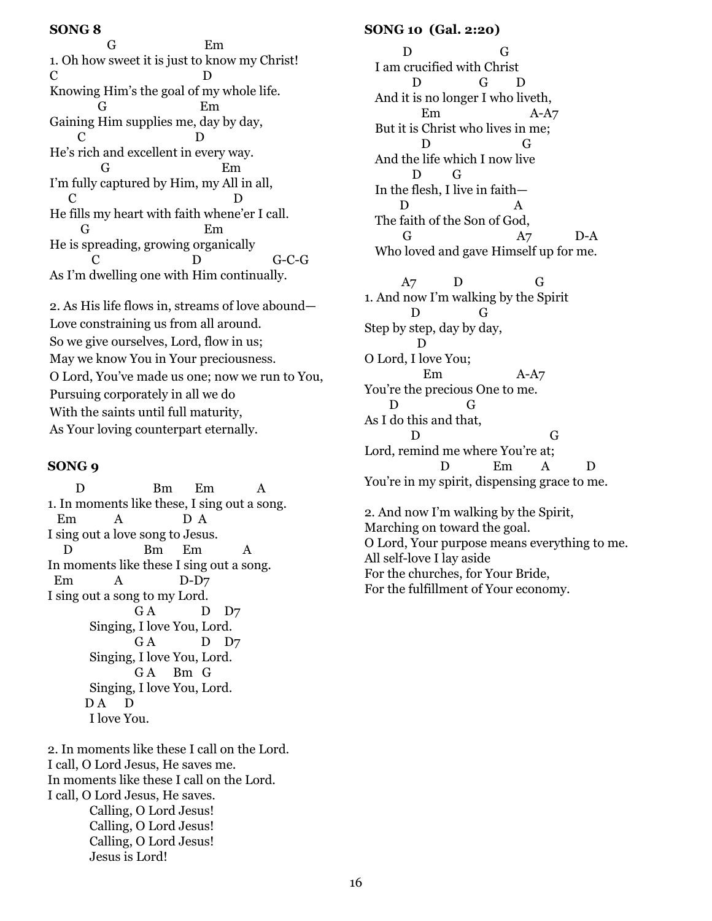**SONG 8**

```
          G                    Em
1. Oh how sweet it is just to know my Christ!
C                          D
Knowing Him's the goal of my whole life.
         G                 Em
Gaining Him supplies me, day by day,
     C                   D
He's rich and excellent in every way.
          G                       Em
I'm fully captured by Him, my All in all,
   C                                D
He fills my heart with faith whene'er I call.
      G                    Em
He is spreading, growing organically
        C                D               G-C-G
As I'm dwelling one with Him continually.
```

2. As His life flows in, streams of love abound—
Love constraining us from all around.
So we give ourselves, Lord, flow in us;
May we know You in Your preciousness.
O Lord, You've made us one; now we run to You,
Pursuing corporately in all we do
With the saints until full maturity,
As Your loving counterpart eternally.

**SONG 9**

```
      D              Bm     Em        A
1. In moments like these, I sing out a song.
  Em        A             D  A
I sing out a love song to Jesus.
   D              Bm    Em        A
In moments like these I sing out a song.
 Em        A             D-D7
I sing out a song to my Lord.
               G A         D   D7
        Singing, I love You, Lord.
               G A         D   D7
        Singing, I love You, Lord.
               G A    Bm  G
        Singing, I love You, Lord.
       D A    D
        I love You.
```

2. In moments like these I call on the Lord.
I call, O Lord Jesus, He saves me.
In moments like these I call on the Lord.
I call, O Lord Jesus, He saves.
Calling, O Lord Jesus!
Calling, O Lord Jesus!
Calling, O Lord Jesus!
Jesus is Lord!

**SONG 10 (Gal. 2:20)**

```
     D                G
  I am crucified with Christ
       D          G      D
  And it is no longer I who liveth,
          Em                 A-A7
  But it is Christ who lives in me;
         D                  G
  And the life which I now live
       D      G
  In the flesh, I live in faith—
     D                    A
  The faith of the Son of God,
      G                    A7         D-A
  Who loved and gave Himself up for me.
```

```
      A7       D             G
1. And now I'm walking by the Spirit
        D          G
Step by step, day by day,
         D
O Lord, I love You;
           Em              A-A7
You're the precious One to me.
     D            G
As I do this and that,
        D                       G
Lord, remind me where You're at;
               D         Em      A       D
You're in my spirit, dispensing grace to me.
```

2. And now I'm walking by the Spirit,
Marching on toward the goal.
O Lord, Your purpose means everything to me.
All self-love I lay aside
For the churches, for Your Bride,
For the fulfillment of Your economy.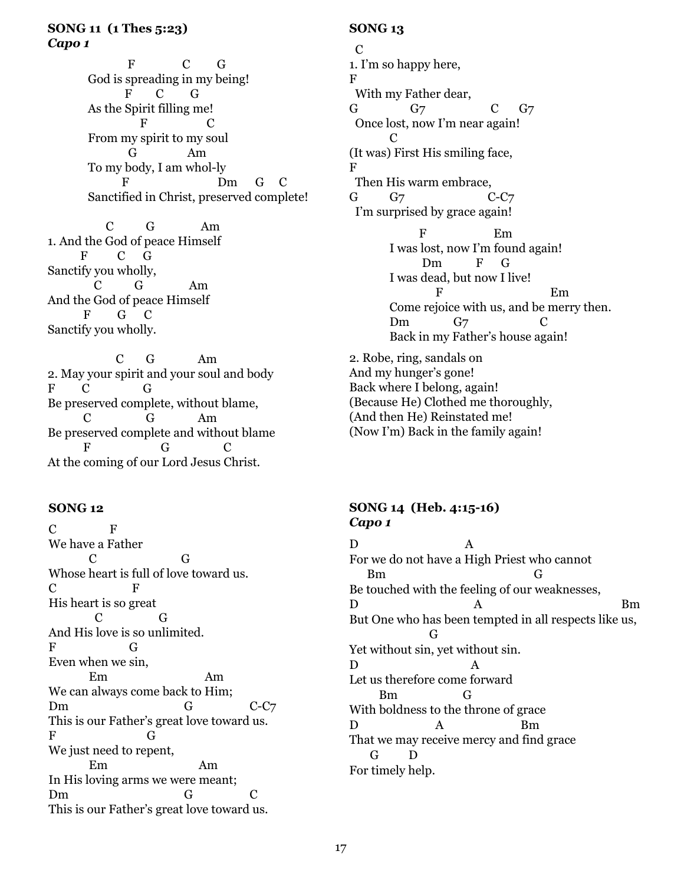**SONG 11 (1 Thes 5:23)**
***Capo 1***

```
              F           C       G
        God is spreading in my being!
             F       C        G
        As the Spirit filling me!
                F               C
        From my spirit to my soul
              G             Am
        To my body, I am whol-ly
            F                         Dm     G    C
        Sanctified in Christ, preserved complete!

          C          G              Am
1. And the God of peace Himself
      F         C     G
Sanctify you wholly,
         C          G             Am
And the God of peace Himself
       F        G     C
Sanctify you wholly.

              C       G            Am
2. May your spirit and your soul and body
F        C              G
Be preserved complete, without blame,
      C               G            Am
Be preserved complete and without blame
       F                    G              C
At the coming of our Lord Jesus Christ.
```

**SONG 12**

```
C              F
We have a Father
       C                      G
Whose heart is full of love toward us.
C                  F
His heart is so great
         C               G
And His love is so unlimited.
F                G
Even when we sin,
        Em                       Am
We can always come back to Him;
Dm                              G              C-C7
This is our Father's great love toward us.
F                  G
We just need to repent,
        Em                       Am
In His loving arms we were meant;
Dm                              G              C
This is our Father's great love toward us.
```

**SONG 13**

```
 C
1. I'm so happy here,
F
 With my Father dear,
G              G7                 C      G7
 Once lost, now I'm near again!
        C
(It was) First His smiling face,
F
 Then His warm embrace,
G        G7                   C-C7
 I'm surprised by grace again!

              F                   Em
        I was lost, now I'm found again!
              Dm          F     G
        I was dead, but now I live!
                F                         Em
        Come rejoice with us, and be merry then.
        Dm            G7                  C
        Back in my Father's house again!
```

2. Robe, ring, sandals on
And my hunger's gone!
Back where I belong, again!
(Because He) Clothed me thoroughly,
(And then He) Reinstated me!
(Now I'm) Back in the family again!

**SONG 14 (Heb. 4:15-16)**
***Capo 1***

```
D                           A
For we do not have a High Priest who cannot
    Bm                               G
Be touched with the feeling of our weaknesses,
D                            A                              Bm
But One who has been tempted in all respects like us,
               G
Yet without sin, yet without sin.
D                           A
Let us therefore come forward
       Bm               G
With boldness to the throne of grace
D                  A                    Bm
That we may receive mercy and find grace
      G       D
For timely help.
```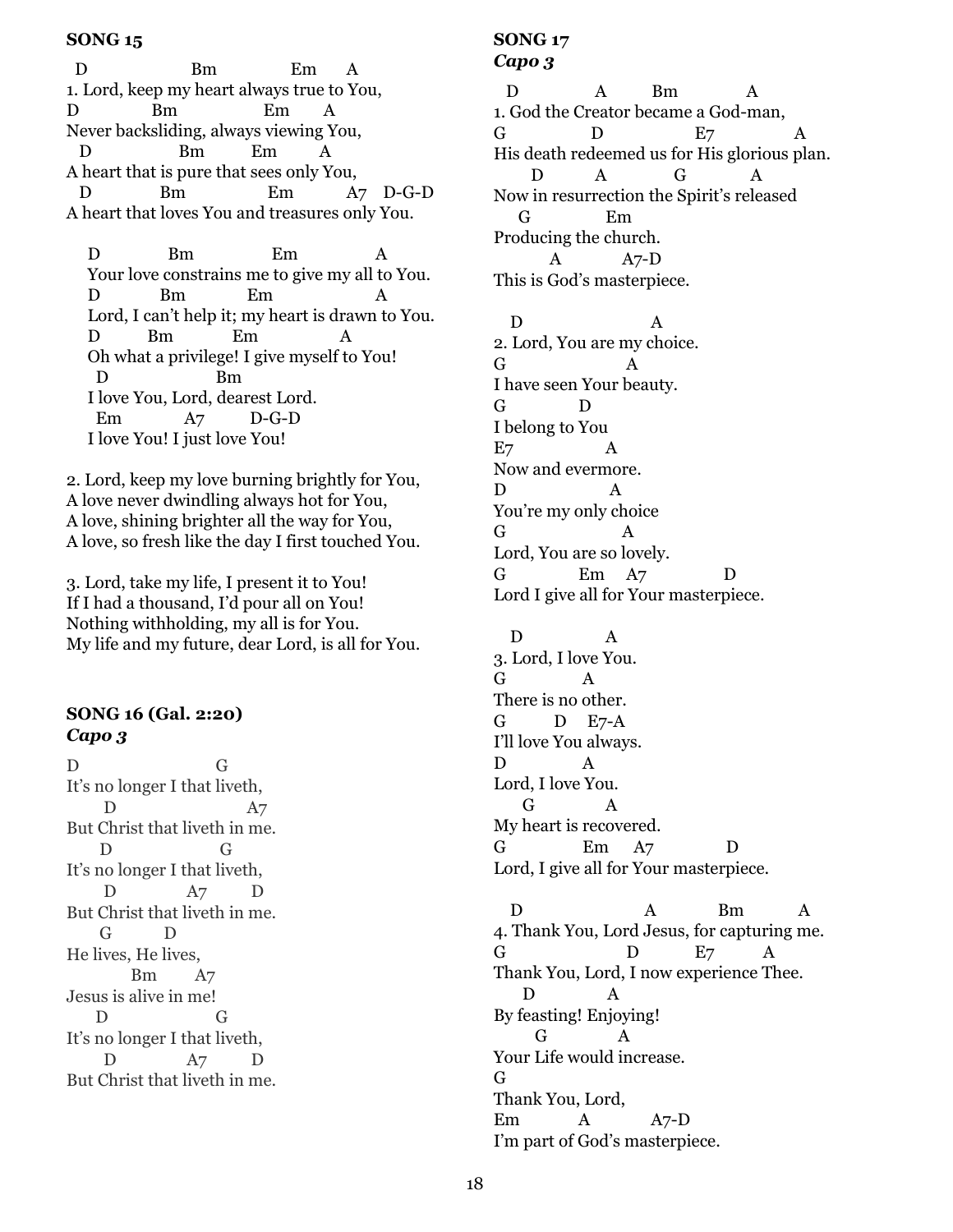## SONG 15

```
  D                 Bm              Em      A
1. Lord, keep my heart always true to You,
D              Bm              Em       A
Never backsliding, always viewing You,
  D                Bm          Em        A
A heart that is pure that sees only You,
  D             Bm                Em           A7    D-G-D
A heart that loves You and treasures only You.

    D            Bm               Em               A
    Your love constrains me to give my all to You.
    D           Bm            Em                   A
    Lord, I can't help it; my heart is drawn to You.
    D         Bm           Em                 A
    Oh what a privilege! I give myself to You!
      D                  Bm
    I love You, Lord, dearest Lord.
      Em           A7          D-G-D
    I love You! I just love You!
```

2. Lord, keep my love burning brightly for You,
A love never dwindling always hot for You,
A love, shining brighter all the way for You,
A love, so fresh like the day I first touched You.

3. Lord, take my life, I present it to You!
If I had a thousand, I'd pour all on You!
Nothing withholding, my all is for You.
My life and my future, dear Lord, is all for You.

## SONG 16 (Gal. 2:20)

***Capo 3***

```
D                        G
It's no longer I that liveth,
       D                       A7
But Christ that liveth in me.
      D                     G
It's no longer I that liveth,
       D              A7         D
But Christ that liveth in me.
       G           D
He lives, He lives,
           Bm        A7
Jesus is alive in me!
     D                   G
It's no longer I that liveth,
       D              A7         D
But Christ that liveth in me.
```

## SONG 17

***Capo 3***

```
  D              A         Bm             A
1. God the Creator became a God-man,
G                D                E7               A
His death redeemed us for His glorious plan.
      D          A             G            A
Now in resurrection the Spirit's released
    G              Em
Producing the church.
        A            A7-D
This is God's masterpiece.

  D                      A
2. Lord, You are my choice.
G                     A
I have seen Your beauty.
G              D
I belong to You
E7                A
Now and evermore.
D                  A
You're my only choice
G                      A
Lord, You are so lovely.
G              Em    A7               D
Lord I give all for Your masterpiece.

  D              A
3. Lord, I love You.
G              A
There is no other.
G          D     E7-A
I'll love You always.
D              A
Lord, I love You.
     G            A
My heart is recovered.
G             Em     A7               D
Lord, I give all for Your masterpiece.

  D                     A            Bm           A
4. Thank You, Lord Jesus, for capturing me.
G                       D            E7          A
Thank You, Lord, I now experience Thee.
     D              A
By feasting! Enjoying!
       G              A
Your Life would increase.
G
Thank You, Lord,
Em            A            A7-D
I'm part of God's masterpiece.
```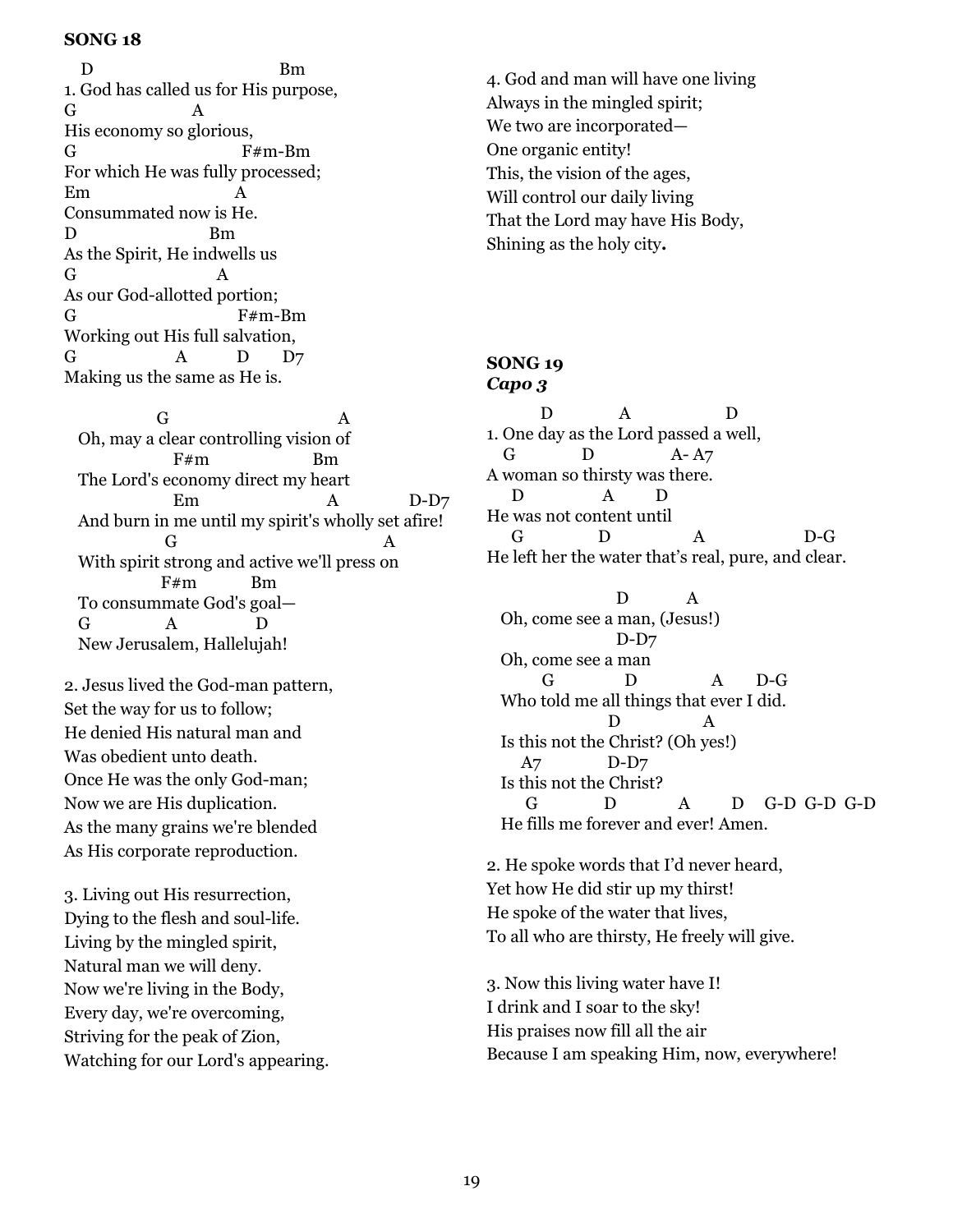**SONG 18**

```
   D                          Bm
1. God has called us for His purpose,
G                A
His economy so glorious,
G                         F#m-Bm
For which He was fully processed;
Em                       A
Consummated now is He.
D                    Bm
As the Spirit, He indwells us
G                      A
As our God-allotted portion;
G                        F#m-Bm
Working out His full salvation,
G                   A          D       D7
Making us the same as He is.

              G                              A
   Oh, may a clear controlling vision of
                F#m                  Bm
   The Lord's economy direct my heart
                Em                        A              D-D7
   And burn in me until my spirit's wholly set afire!
               G                                      A
   With spirit strong and active we'll press on
              F#m           Bm
   To consummate God's goal—
   G               A              D
   New Jerusalem, Hallelujah!
```

2. Jesus lived the God-man pattern,
Set the way for us to follow;
He denied His natural man and
Was obedient unto death.
Once He was the only God-man;
Now we are His duplication.
As the many grains we're blended
As His corporate reproduction.

3. Living out His resurrection,
Dying to the flesh and soul-life.
Living by the mingled spirit,
Natural man we will deny.
Now we're living in the Body,
Every day, we're overcoming,
Striving for the peak of Zion,
Watching for our Lord's appearing.

4. God and man will have one living
Always in the mingled spirit;
We two are incorporated—
One organic entity!
This, the vision of the ages,
Will control our daily living
That the Lord may have His Body,
Shining as the holy city**.**

**SONG 19**
***Capo 3***

```
        D            A                 D
1. One day as the Lord passed a well,
   G             D              A- A7
A woman so thirsty was there.
    D              A        D
He was not content until
    G              D                A                   D-G
He left her the water that's real, pure, and clear.

                    D           A
   Oh, come see a man, (Jesus!)
                    D-D7
   Oh, come see a man
         G              D              A       D-G
   Who told me all things that ever I did.
                   D                A
   Is this not the Christ? (Oh yes!)
      A7             D-D7
   Is this not the Christ?
       G              D             A         D    G-D  G-D  G-D
   He fills me forever and ever! Amen.
```

2. He spoke words that I'd never heard,
Yet how He did stir up my thirst!
He spoke of the water that lives,
To all who are thirsty, He freely will give.

3. Now this living water have I!
I drink and I soar to the sky!
His praises now fill all the air
Because I am speaking Him, now, everywhere!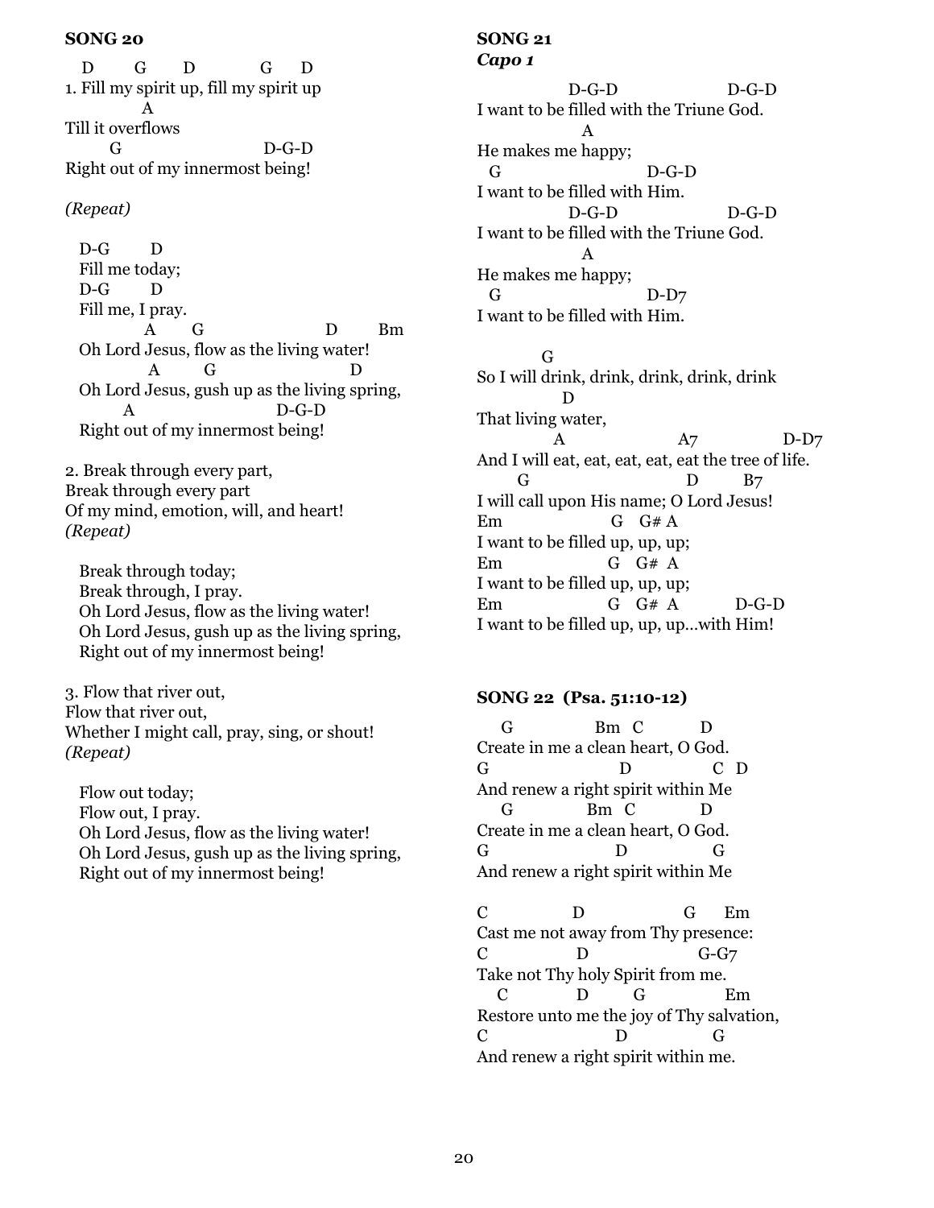**SONG 20**

```
  D      G      D          G    D
1. Fill my spirit up, fill my spirit up
           A
Till it overflows
      G                    D-G-D
Right out of my innermost being!
```

*(Repeat)*

```
  D-G       D
  Fill me today;
  D-G       D
  Fill me, I pray.
           A      G                  D       Bm
  Oh Lord Jesus, flow as the living water!
           A        G                     D
  Oh Lord Jesus, gush up as the living spring,
         A                    D-G-D
  Right out of my innermost being!
```

2. Break through every part,
Break through every part
Of my mind, emotion, will, and heart!
*(Repeat)*

Break through today;
Break through, I pray.
Oh Lord Jesus, flow as the living water!
Oh Lord Jesus, gush up as the living spring,
Right out of my innermost being!

3. Flow that river out,
Flow that river out,
Whether I might call, pray, sing, or shout!
*(Repeat)*

Flow out today;
Flow out, I pray.
Oh Lord Jesus, flow as the living water!
Oh Lord Jesus, gush up as the living spring,
Right out of my innermost being!

**SONG 21**
***Capo 1***

```
             D-G-D                  D-G-D
I want to be filled with the Triune God.
               A
He makes me happy;
  G                        D-G-D
I want to be filled with Him.
             D-G-D                  D-G-D
I want to be filled with the Triune God.
               A
He makes me happy;
  G                        D-D7
I want to be filled with Him.

         G
So I will drink, drink, drink, drink, drink
            D
That living water,
           A                    A7                D-D7
And I will eat, eat, eat, eat, eat the tree of life.
       G                          D        B7
I will call upon His name; O Lord Jesus!
Em                  G   G# A
I want to be filled up, up, up;
Em                  G   G#  A
I want to be filled up, up, up;
Em                  G   G#  A          D-G-D
I want to be filled up, up, up...with Him!
```

**SONG 22 (Psa. 51:10-12)**

```
   G            Bm  C          D
Create in me a clean heart, O God.
G                      D              C   D
And renew a right spirit within Me
   G              Bm   C           D
Create in me a clean heart, O God.
G                     D              G
And renew a right spirit within Me

C              D                    G      Em
Cast me not away from Thy presence:
C               D                   G-G7
Take not Thy holy Spirit from me.
  C           D         G               Em
Restore unto me the joy of Thy salvation,
C                      D              G
And renew a right spirit within me.
```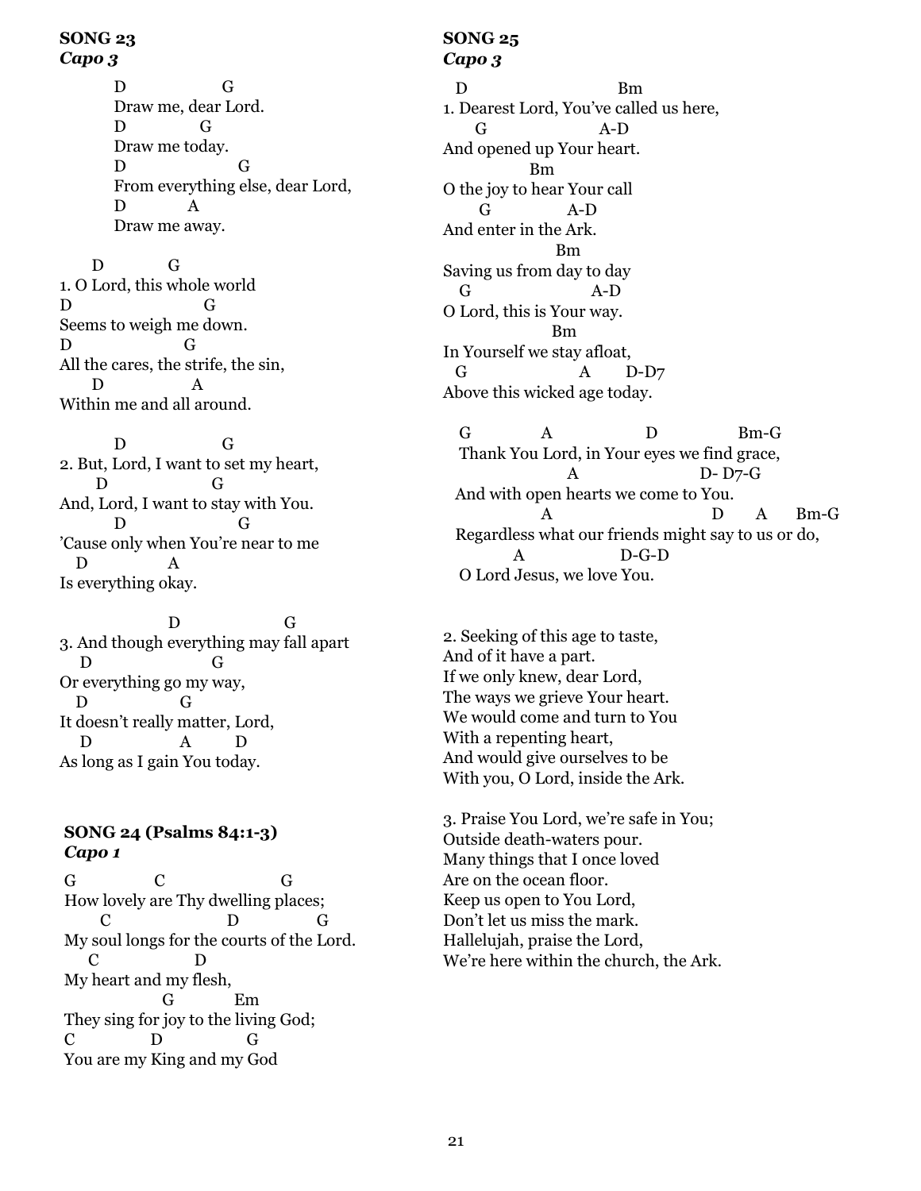**SONG 23**
***Capo 3***

```
        D                G
        Draw me, dear Lord.
        D              G
        Draw me today.
        D                      G
        From everything else, dear Lord,
        D            A
        Draw me away.

      D            G
1. O Lord, this whole world
D                      G
Seems to weigh me down.
D                    G
All the cares, the strife, the sin,
      D                A
Within me and all around.

           D                     G
2. But, Lord, I want to set my heart,
       D                      G
And, Lord, I want to stay with You.
           D                         G
'Cause only when You're near to me
   D                A
Is everything okay.

                    D                       G
3. And though everything may fall apart
    D                        G
Or everything go my way,
   D                  G
It doesn't really matter, Lord,
    D                   A        D
As long as I gain You today.
```

**SONG 24 (Psalms 84:1-3)**
***Capo 1***

```
G               C                     G
How lovely are Thy dwelling places;
       C                         D               G
My soul longs for the courts of the Lord.
    C                  D
My heart and my flesh,
                    G            Em
They sing for joy to the living God;
C                D               G
You are my King and my God
```

**SONG 25**
***Capo 3***

```
 D                              Bm
1. Dearest Lord, You've called us here,
     G                       A-D
And opened up Your heart.
                Bm
O the joy to hear Your call
      G                 A-D
And enter in the Ark.
                      Bm
Saving us from day to day
  G                        A-D
O Lord, this is Your way.
                    Bm
In Yourself we stay afloat,
  G                        A       D-D7
Above this wicked age today.

  G              A                    D                Bm-G
  Thank You Lord, in Your eyes we find grace,
                     A                       D- D7-G
 And with open hearts we come to You.
                A                              D       A      Bm-G
 Regardless what our friends might say to us or do,
          A                    D-G-D
  O Lord Jesus, we love You.
```

2. Seeking of this age to taste,
And of it have a part.
If we only knew, dear Lord,
The ways we grieve Your heart.
We would come and turn to You
With a repenting heart,
And would give ourselves to be
With you, O Lord, inside the Ark.

3. Praise You Lord, we're safe in You;
Outside death-waters pour.
Many things that I once loved
Are on the ocean floor.
Keep us open to You Lord,
Don't let us miss the mark.
Hallelujah, praise the Lord,
We're here within the church, the Ark.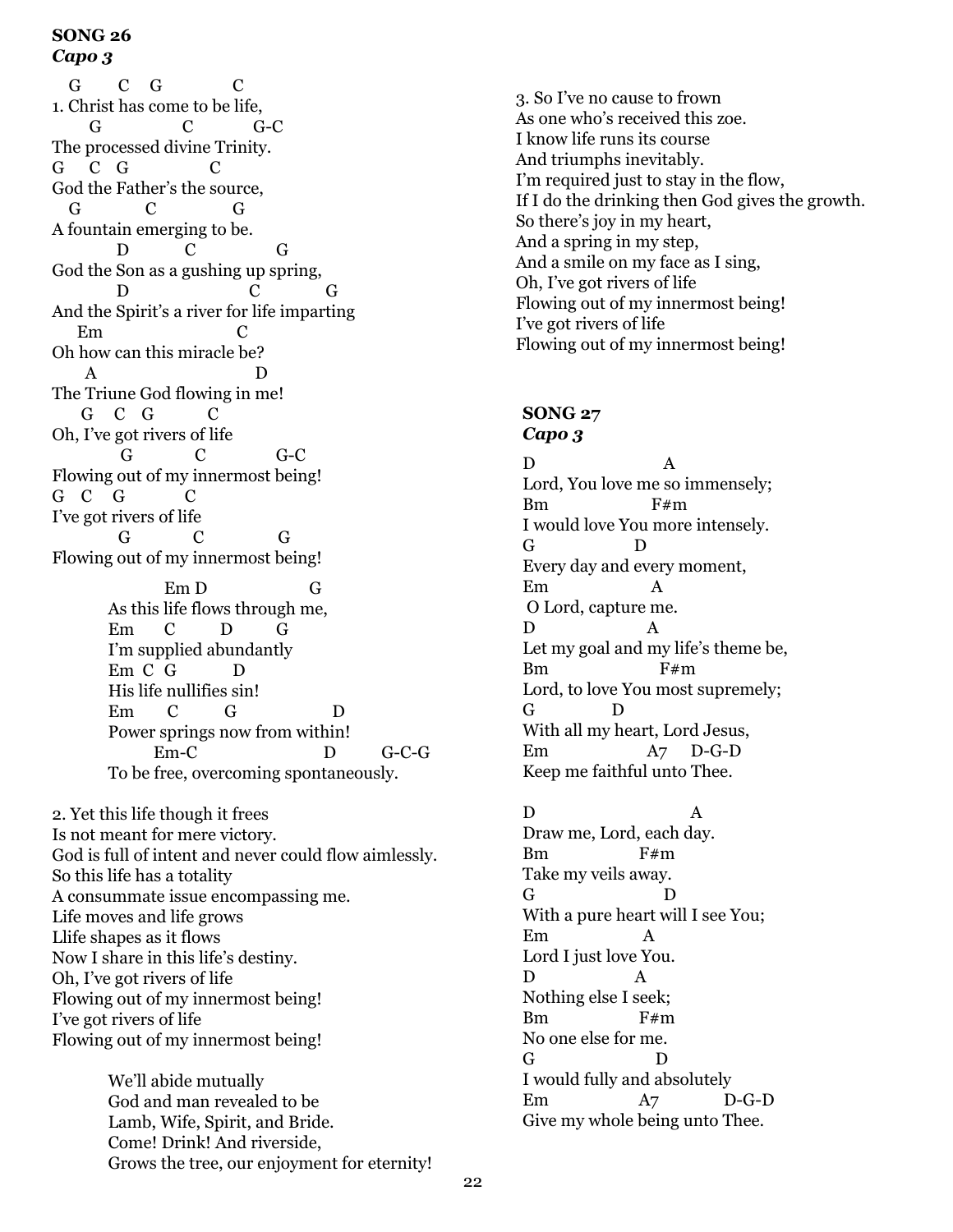**SONG 26**
***Capo 3***

```
   G       C    G              C
1. Christ has come to be life,
       G                C            G-C
The processed divine Trinity.
G     C   G                C
God the Father's the source,
   G            C              G
A fountain emerging to be.
           D            C                G
God the Son as a gushing up spring,
           D                          C            G
And the Spirit's a river for life imparting
     Em                            C
Oh how can this miracle be?
      A                             D
The Triune God flowing in me!
     G    C   G          C
Oh, I've got rivers of life
           G             C              G-C
Flowing out of my innermost being!
G    C    G            C
I've got rivers of life
           G             C               G
Flowing out of my innermost being!

               Em D                   G
        As this life flows through me,
        Em      C        D        G
        I'm supplied abundantly
        Em  C  G          D
        His life nullifies sin!
        Em       C         G                   D
        Power springs now from within!
              Em-C                        D         G-C-G
        To be free, overcoming spontaneously.
```

2. Yet this life though it frees
Is not meant for mere victory.
God is full of intent and never could flow aimlessly.
So this life has a totality
A consummate issue encompassing me.
Life moves and life grows
Llife shapes as it flows
Now I share in this life's destiny.
Oh, I've got rivers of life
Flowing out of my innermost being!
I've got rivers of life
Flowing out of my innermost being!

> We'll abide mutually
> God and man revealed to be
> Lamb, Wife, Spirit, and Bride.
> Come! Drink! And riverside,
> Grows the tree, our enjoyment for eternity!

3. So I've no cause to frown
As one who's received this zoe.
I know life runs its course
And triumphs inevitably.
I'm required just to stay in the flow,
If I do the drinking then God gives the growth.
So there's joy in my heart,
And a spring in my step,
And a smile on my face as I sing,
Oh, I've got rivers of life
Flowing out of my innermost being!
I've got rivers of life
Flowing out of my innermost being!

**SONG 27**
***Capo 3***

```
D                            A
Lord, You love me so immensely;
Bm                    F#m
I would love You more intensely.
G                     D
Every day and every moment,
Em                     A
 O Lord, capture me.
D                      A
Let my goal and my life's theme be,
Bm                       F#m
Lord, to love You most supremely;
G                 D
With all my heart, Lord Jesus,
Em                     A7     D-G-D
Keep me faithful unto Thee.

D                              A
Draw me, Lord, each day.
Bm                  F#m
Take my veils away.
G                            D
With a pure heart will I see You;
Em                    A
Lord I just love You.
D                   A
Nothing else I seek;
Bm                  F#m
No one else for me.
G                            D
I would fully and absolutely
Em                    A7              D-G-D
Give my whole being unto Thee.
```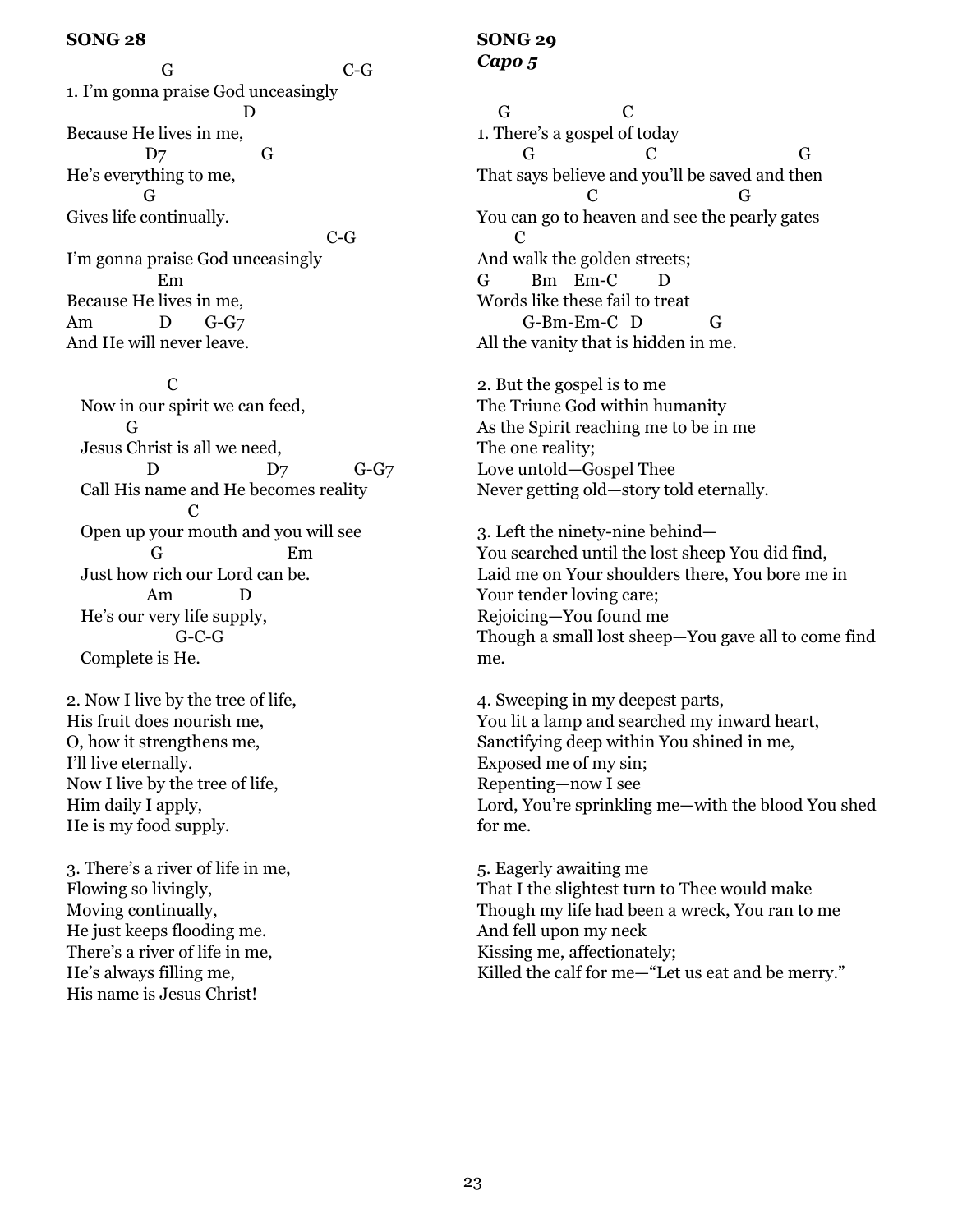**SONG 28**

```
                G                              C-G
1. I'm gonna praise God unceasingly
                              D
Because He lives in me,
            D7                G
He's everything to me,
            G
Gives life continually.
                                          C-G
I'm gonna praise God unceasingly
              Em
Because He lives in me,
Am              D       G-G7
And He will never leave.

              C
  Now in our spirit we can feed,
          G
  Jesus Christ is all we need,
            D                  D7            G-G7
  Call His name and He becomes reality
                  C
  Open up your mouth and you will see
            G                    Em
  Just how rich our Lord can be.
          Am            D
  He's our very life supply,
              G-C-G
  Complete is He.
```

2. Now I live by the tree of life,
His fruit does nourish me,
O, how it strengthens me,
I'll live eternally.
Now I live by the tree of life,
Him daily I apply,
He is my food supply.

3. There's a river of life in me,
Flowing so livingly,
Moving continually,
He just keeps flooding me.
There's a river of life in me,
He's always filling me,
His name is Jesus Christ!

**SONG 29**
***Capo 5***

```
   G                C
1. There's a gospel of today
      G                C                    G
That says believe and you'll be saved and then
              C                      G
You can go to heaven and see the pearly gates
      C
And walk the golden streets;
G        Bm    Em-C       D
Words like these fail to treat
      G-Bm-Em-C   D           G
All the vanity that is hidden in me.
```

2. But the gospel is to me
The Triune God within humanity
As the Spirit reaching me to be in me
The one reality;
Love untold—Gospel Thee
Never getting old—story told eternally.

3. Left the ninety-nine behind—
You searched until the lost sheep You did find,
Laid me on Your shoulders there, You bore me in Your tender loving care;
Rejoicing—You found me
Though a small lost sheep—You gave all to come find me.

4. Sweeping in my deepest parts,
You lit a lamp and searched my inward heart,
Sanctifying deep within You shined in me,
Exposed me of my sin;
Repenting—now I see
Lord, You're sprinkling me—with the blood You shed for me.

5. Eagerly awaiting me
That I the slightest turn to Thee would make
Though my life had been a wreck, You ran to me
And fell upon my neck
Kissing me, affectionately;
Killed the calf for me—"Let us eat and be merry."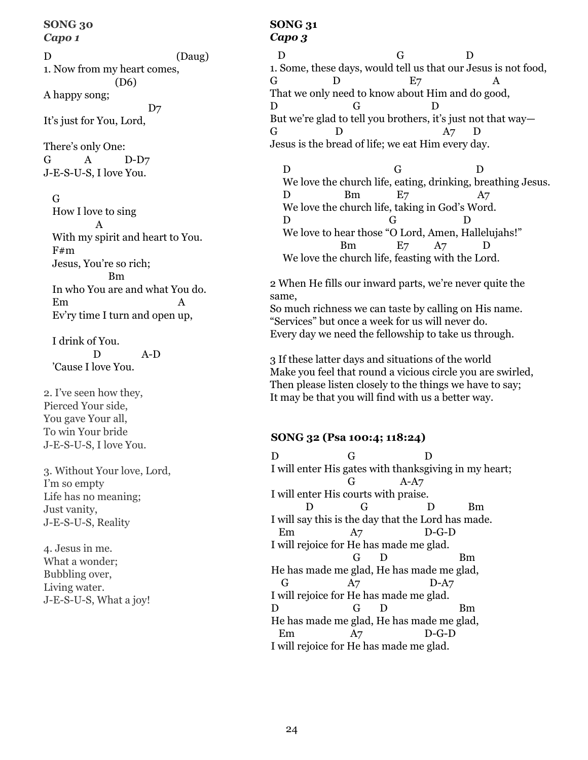**SONG 30**
***Capo 1***

```
D                                   (Daug)
1. Now from my heart comes,
                  (D6)
A happy song;
                              D7
It's just for You, Lord,

There's only One:
G          A          D-D7
J-E-S-U-S, I love You.

  G
  How I love to sing
            A
  With my spirit and heart to You.
  F#m
  Jesus, You're so rich;
                Bm
  In who You are and what You do.
  Em                              A
  Ev'ry time I turn and open up,

  I drink of You.
            D            A-D
  'Cause I love You.
```

2. I've seen how they,
Pierced Your side,
You gave Your all,
To win Your bride
J-E-S-U-S, I love You.

3. Without Your love, Lord,
I'm so empty
Life has no meaning;
Just vanity,
J-E-S-U-S, Reality

4. Jesus in me.
What a wonder;
Bubbling over,
Living water.
J-E-S-U-S, What a joy!

**SONG 31**
***Capo 3***

```
  D                          G                  D
1. Some, these days, would tell us that our Jesus is not food,
G              D                    E7                    A
That we only need to know about Him and do good,
D                    G                     D
But we're glad to tell you brothers, it's just not that way—
G                 D                               A7     D
Jesus is the bread of life; we eat Him every day.

   D                             G                       D
   We love the church life, eating, drinking, breathing Jesus.
   D                Bm           E7                   A7
   We love the church life, taking in God's Word.
   D                            G                     D
   We love to hear those "O Lord, Amen, Hallelujahs!"
                     Bm             E7        A7           D
   We love the church life, feasting with the Lord.
```

2 When He fills our inward parts, we're never quite the same,
So much richness we can taste by calling on His name.
"Services" but once a week for us will never do.
Every day we need the fellowship to take us through.

3 If these latter days and situations of the world
Make you feel that round a vicious circle you are swirled,
Then please listen closely to the things we have to say;
It may be that you will find with us a better way.

**SONG 32 (Psa 100:4; 118:24)**

```
D                    G                     D
I will enter His gates with thanksgiving in my heart;
                     G              A-A7
I will enter His courts with praise.
         D              G                  D           Bm
I will say this is the day that the Lord has made.
  Em                A7                   D-G-D
I will rejoice for He has made me glad.
                       G      D                        Bm
He has made me glad, He has made me glad,
   G                 A7                   D-A7
I will rejoice for He has made me glad.
D                      G      D                        Bm
He has made me glad, He has made me glad,
  Em                A7                   D-G-D
I will rejoice for He has made me glad.
```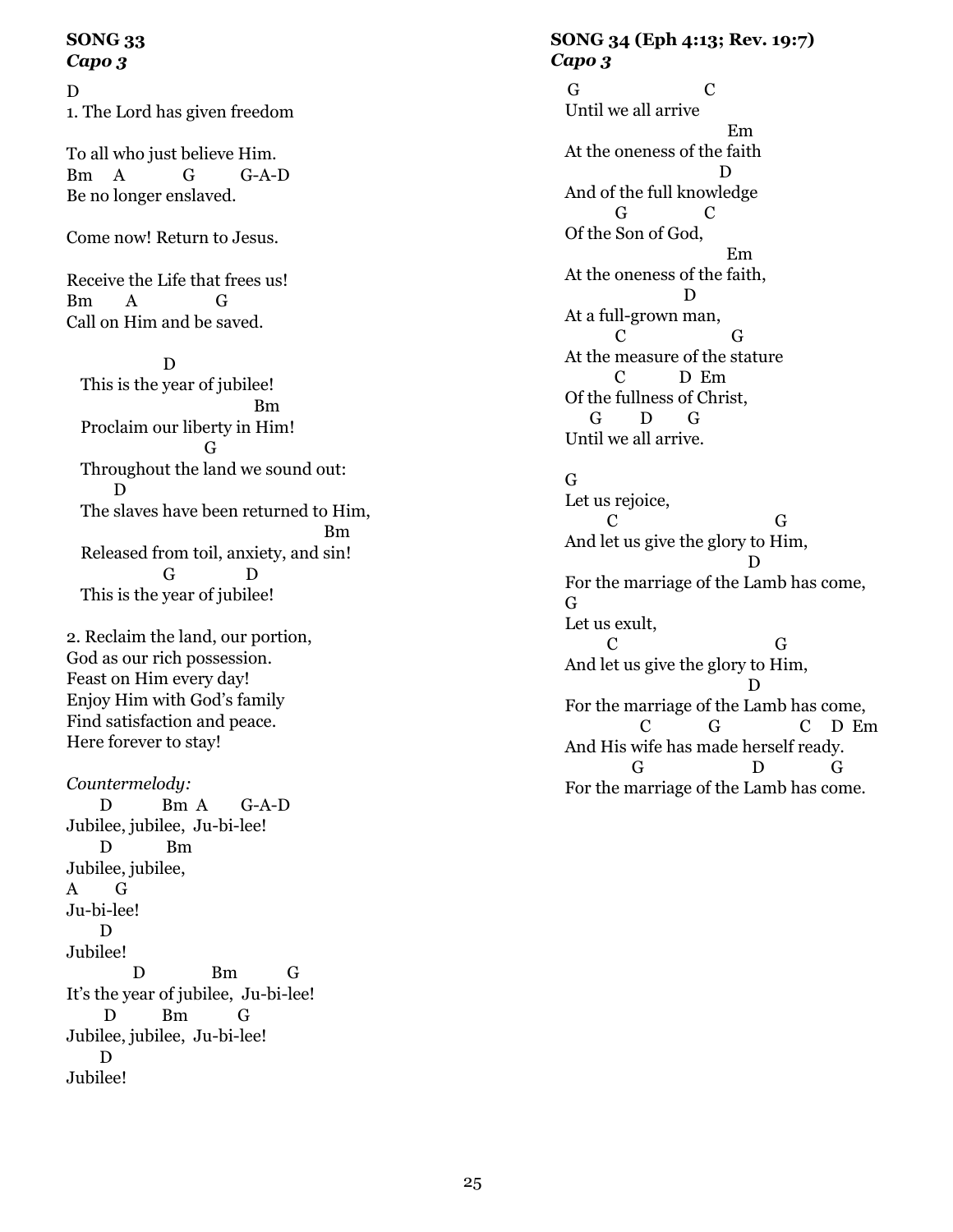**SONG 33**
***Capo 3***

```
D
1. The Lord has given freedom

To all who just believe Him.
Bm    A          G        G-A-D
Be no longer enslaved.

Come now! Return to Jesus.

Receive the Life that frees us!
Bm      A            G
Call on Him and be saved.

             D
   This is the year of jubilee!
                              Bm
   Proclaim our liberty in Him!
                     G
   Throughout the land we sound out:
       D
   The slaves have been returned to Him,
                                         Bm
   Released from toil, anxiety, and sin!
              G            D
   This is the year of jubilee!

2. Reclaim the land, our portion,
God as our rich possession.
Feast on Him every day!
Enjoy Him with God's family
Find satisfaction and peace.
Here forever to stay!
```

*Countermelody:*

```
      D          Bm  A      G-A-D
Jubilee, jubilee,  Ju-bi-lee!
      D          Bm
Jubilee, jubilee,
A       G
Ju-bi-lee!
      D
Jubilee!
           D            Bm          G
It's the year of jubilee,  Ju-bi-lee!
       D          Bm          G
Jubilee, jubilee,  Ju-bi-lee!
      D
Jubilee!
```

**SONG 34 (Eph 4:13; Rev. 19:7)**
***Capo 3***

```
 G                    C
Until we all arrive
                              Em
At the oneness of the faith
                           D
And of the full knowledge
       G             C
Of the Son of God,
                              Em
At the oneness of the faith,
                    D
At a full-grown man,
       C                     G
At the measure of the stature
       C          D  Em
Of the fullness of Christ,
    G       D      G
Until we all arrive.

G
Let us rejoice,
      C                          G
And let us give the glory to Him,
                                 D
For the marriage of the Lamb has come,
G
Let us exult,
      C                          G
And let us give the glory to Him,
                                 D
For the marriage of the Lamb has come,
           C          G              C    D  Em
And His wife has made herself ready.
          G                    D           G
For the marriage of the Lamb has come.
```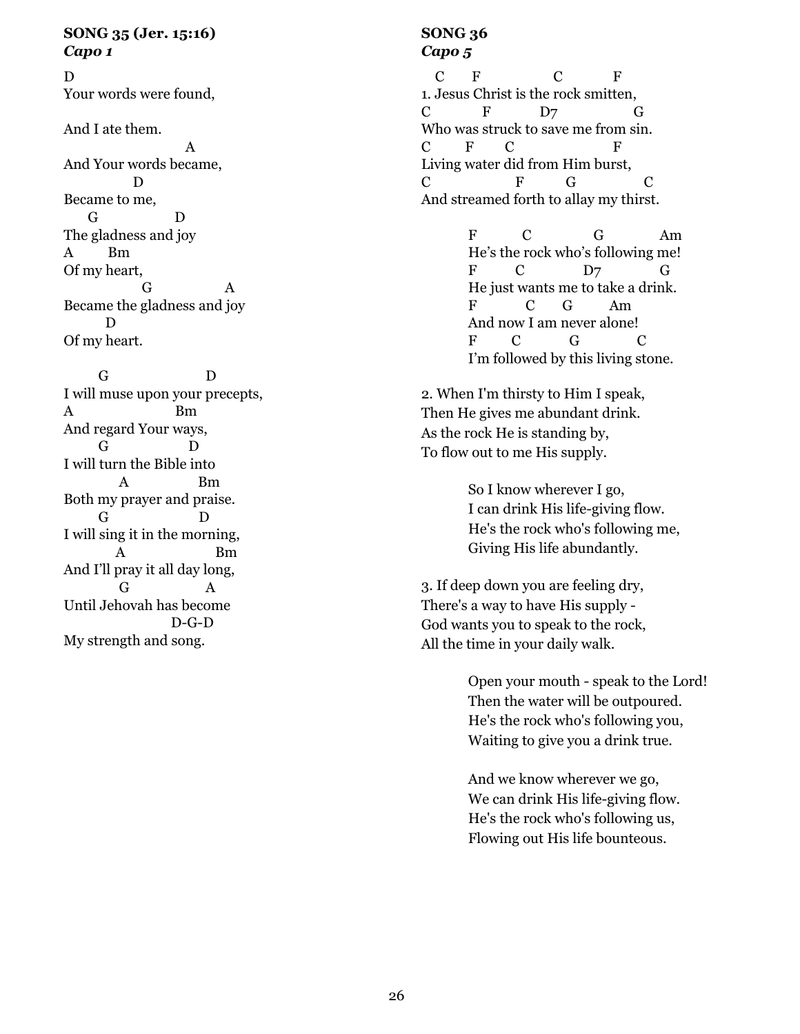**SONG 35 (Jer. 15:16)**
***Capo 1***

```
D
Your words were found,

And I ate them.
                    A
And Your words became,
           D
Became to me,
    G           D
The gladness and joy
A       Bm
Of my heart,
           G          A
Became the gladness and joy
       D
Of my heart.

     G                  D
I will muse upon your precepts,
A                Bm
And regard Your ways,
     G              D
I will turn the Bible into
        A              Bm
Both my prayer and praise.
     G                D
I will sing it in the morning,
       A                 Bm
And I'll pray it all day long,
        G              A
Until Jehovah has become
                  D-G-D
My strength and song.
```

**SONG 36**
***Capo 5***

```
  C     F          C        F
1. Jesus Christ is the rock smitten,
C        F        D7           G
Who was struck to save me from sin.
C     F     C              F
Living water did from Him burst,
C             F       G          C
And streamed forth to allay my thirst.

        F      C         G        Am
        He's the rock who's following me!
        F      C         D7        G
        He just wants me to take a drink.
        F       C     G      Am
        And now I am never alone!
        F      C        G        C
        I'm followed by this living stone.
```

2. When I'm thirsty to Him I speak,
Then He gives me abundant drink.
As the rock He is standing by,
To flow out to me His supply.

> So I know wherever I go,
> I can drink His life-giving flow.
> He's the rock who's following me,
> Giving His life abundantly.

3. If deep down you are feeling dry,
There's a way to have His supply -
God wants you to speak to the rock,
All the time in your daily walk.

> Open your mouth - speak to the Lord!
> Then the water will be outpoured.
> He's the rock who's following you,
> Waiting to give you a drink true.
>
> And we know wherever we go,
> We can drink His life-giving flow.
> He's the rock who's following us,
> Flowing out His life bounteous.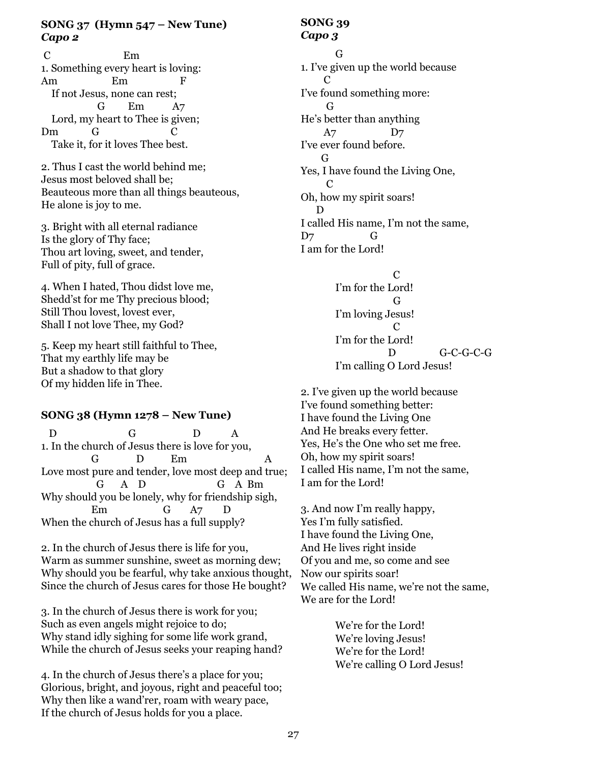## SONG 37 (Hymn 547 – New Tune)
***Capo 2***

```
 C                    Em
1. Something every heart is loving:
Am                Em              F
   If not Jesus, none can rest;
              G       Em        A7
   Lord, my heart to Thee is given;
Dm          G                   C
   Take it, for it loves Thee best.
```

2. Thus I cast the world behind me;
Jesus most beloved shall be;
Beauteous more than all things beauteous,
He alone is joy to me.

3. Bright with all eternal radiance
Is the glory of Thy face;
Thou art loving, sweet, and tender,
Full of pity, full of grace.

4. When I hated, Thou didst love me,
Shedd'st for me Thy precious blood;
Still Thou lovest, lovest ever,
Shall I not love Thee, my God?

5. Keep my heart still faithful to Thee,
That my earthly life may be
But a shadow to that glory
Of my hidden life in Thee.

## SONG 38 (Hymn 1278 – New Tune)

```
  D                    G                 D        A
1. In the church of Jesus there is love for you,
             G           D        Em                     A
Love most pure and tender, love most deep and true;
              G     A   D                   G   A  Bm
Why should you be lonely, why for friendship sigh,
           Em                G      A7      D
When the church of Jesus has a full supply?
```

2. In the church of Jesus there is life for you,
Warm as summer sunshine, sweet as morning dew;
Why should you be fearful, why take anxious thought,
Since the church of Jesus cares for those He bought?

3. In the church of Jesus there is work for you;
Such as even angels might rejoice to do;
Why stand idly sighing for some life work grand,
While the church of Jesus seeks your reaping hand?

4. In the church of Jesus there's a place for you;
Glorious, bright, and joyous, right and peaceful too;
Why then like a wand'rer, roam with weary pace,
If the church of Jesus holds for you a place.

## SONG 39
***Capo 3***

```
         G
1. I've given up the world because
       C
I've found something more:
        G
He's better than anything
       A7                D7
I've ever found before.
      G
Yes, I have found the Living One,
        C
Oh, how my spirit soars!
     D
I called His name, I'm not the same,
D7                 G
I am for the Lord!

                    C
        I'm for the Lord!
                    G
        I'm loving Jesus!
                    C
        I'm for the Lord!
                   D             G-C-G-C-G
        I'm calling O Lord Jesus!
```

2. I've given up the world because
I've found something better:
I have found the Living One
And He breaks every fetter.
Yes, He's the One who set me free.
Oh, how my spirit soars!
I called His name, I'm not the same,
I am for the Lord!

3. And now I'm really happy,
Yes I'm fully satisfied.
I have found the Living One,
And He lives right inside
Of you and me, so come and see
Now our spirits soar!
We called His name, we're not the same,
We are for the Lord!

We're for the Lord!
We're loving Jesus!
We're for the Lord!
We're calling O Lord Jesus!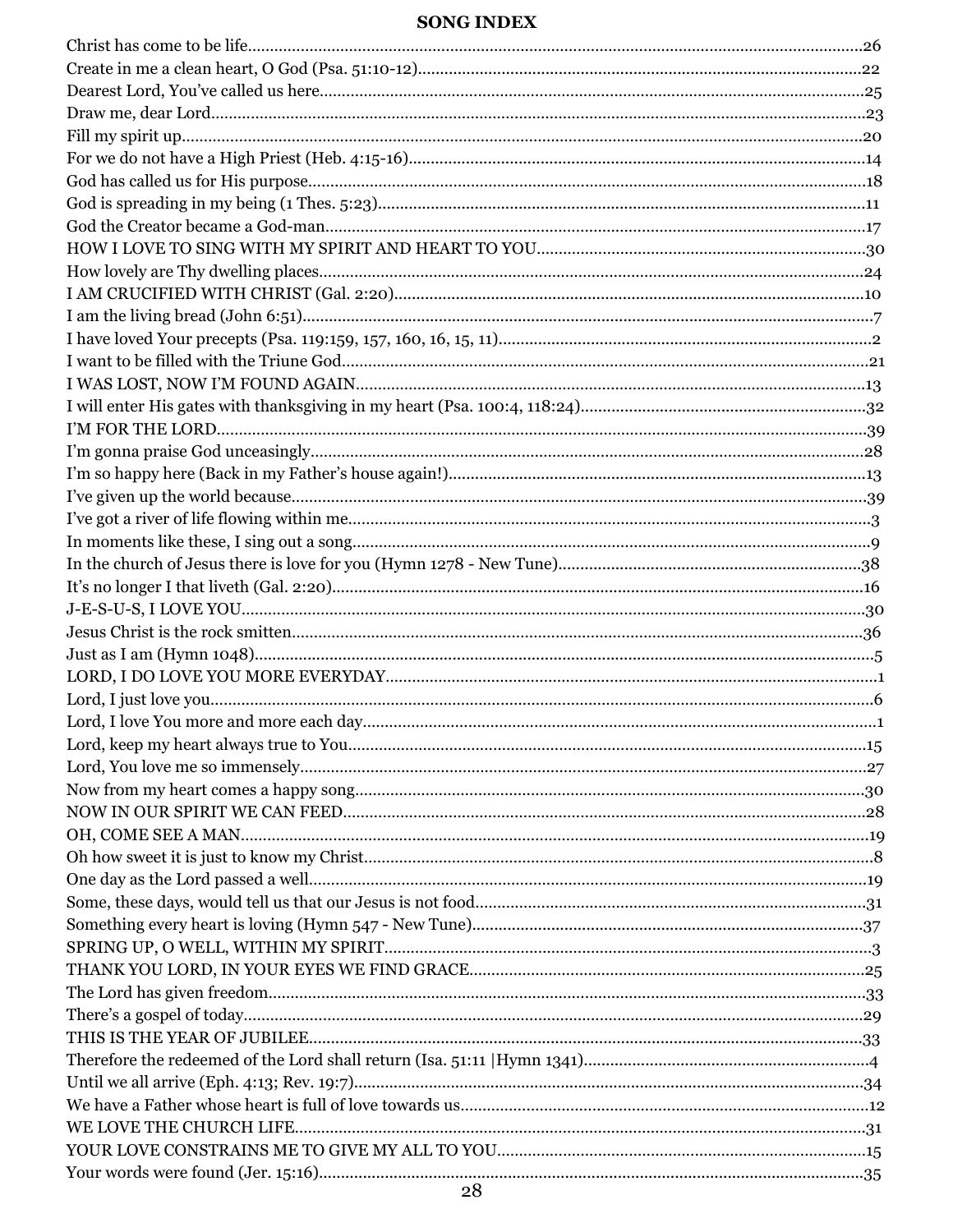# SONG INDEX

Christ has come to be life..........26
Create in me a clean heart, O God (Psa. 51:10-12)..........22
Dearest Lord, You've called us here..........25
Draw me, dear Lord..........23
Fill my spirit up..........20
For we do not have a High Priest (Heb. 4:15-16)..........14
God has called us for His purpose..........18
God is spreading in my being (1 Thes. 5:23)..........11
God the Creator became a God-man..........17
HOW I LOVE TO SING WITH MY SPIRIT AND HEART TO YOU..........30
How lovely are Thy dwelling places..........24
I AM CRUCIFIED WITH CHRIST (Gal. 2:20)..........10
I am the living bread (John 6:51)..........7
I have loved Your precepts (Psa. 119:159, 157, 160, 16, 15, 11)..........2
I want to be filled with the Triune God..........21
I WAS LOST, NOW I'M FOUND AGAIN..........13
I will enter His gates with thanksgiving in my heart (Psa. 100:4, 118:24)..........32
I'M FOR THE LORD..........39
I'm gonna praise God unceasingly..........28
I'm so happy here (Back in my Father's house again!)..........13
I've given up the world because..........39
I've got a river of life flowing within me..........3
In moments like these, I sing out a song..........9
In the church of Jesus there is love for you (Hymn 1278 - New Tune)..........38
It's no longer I that liveth (Gal. 2:20)..........16
J-E-S-U-S, I LOVE YOU..........30
Jesus Christ is the rock smitten..........36
Just as I am (Hymn 1048)..........5
LORD, I DO LOVE YOU MORE EVERYDAY..........1
Lord, I just love you..........6
Lord, I love You more and more each day..........1
Lord, keep my heart always true to You..........15
Lord, You love me so immensely..........27
Now from my heart comes a happy song..........30
NOW IN OUR SPIRIT WE CAN FEED..........28
OH, COME SEE A MAN..........19
Oh how sweet it is just to know my Christ..........8
One day as the Lord passed a well..........19
Some, these days, would tell us that our Jesus is not food..........31
Something every heart is loving (Hymn 547 - New Tune)..........37
SPRING UP, O WELL, WITHIN MY SPIRIT..........3
THANK YOU LORD, IN YOUR EYES WE FIND GRACE..........25
The Lord has given freedom..........33
There's a gospel of today..........29
THIS IS THE YEAR OF JUBILEE..........33
Therefore the redeemed of the Lord shall return (Isa. 51:11 |Hymn 1341)..........4
Until we all arrive (Eph. 4:13; Rev. 19:7)..........34
We have a Father whose heart is full of love towards us..........12
WE LOVE THE CHURCH LIFE..........31
YOUR LOVE CONSTRAINS ME TO GIVE MY ALL TO YOU..........15
Your words were found (Jer. 15:16)..........35